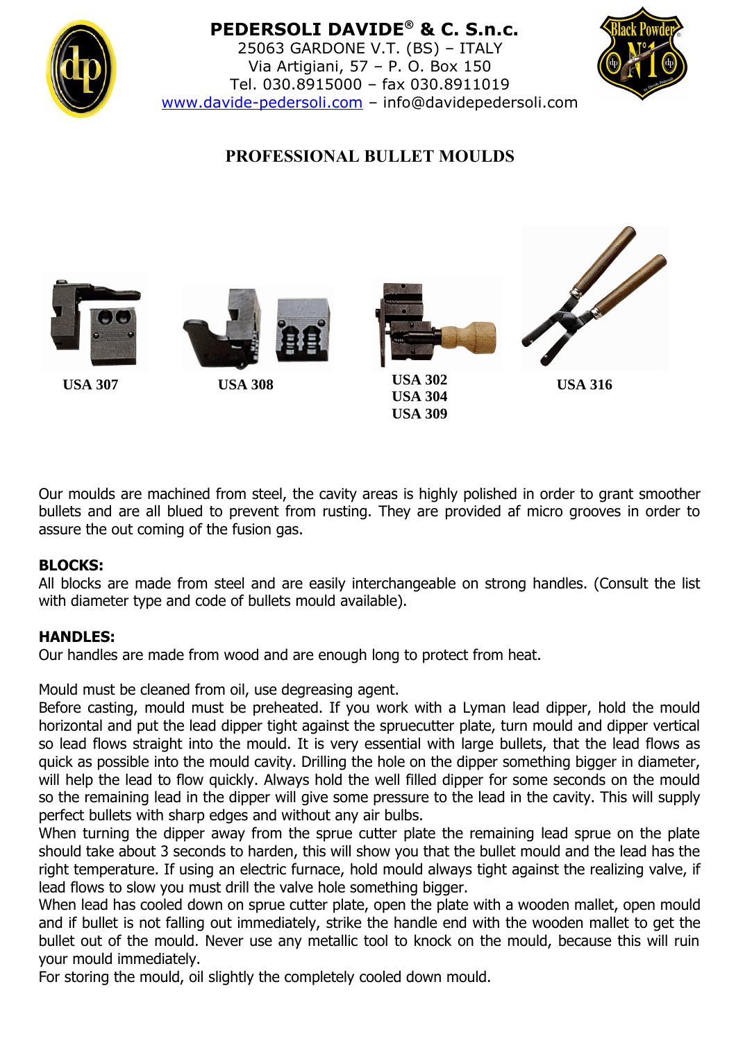**PEDERSOLI DAVIDE® & C. S.n.c.**
25063 GARDONE V.T. (BS) – ITALY
Via Artigiani, 57 – P. O. Box 150
Tel. 030.8915000 – fax 030.8911019
www.davide-pedersoli.com – info@davidepedersoli.com

# PROFESSIONAL BULLET MOULDS

**USA 307**

**USA 308**

**USA 302**
**USA 304**
**USA 309**

**USA 316**

Our moulds are machined from steel, the cavity areas is highly polished in order to grant smoother bullets and are all blued to prevent from rusting. They are provided af micro grooves in order to assure the out coming of the fusion gas.

**BLOCKS:**
All blocks are made from steel and are easily interchangeable on strong handles. (Consult the list with diameter type and code of bullets mould available).

**HANDLES:**
Our handles are made from wood and are enough long to protect from heat.

Mould must be cleaned from oil, use degreasing agent.
Before casting, mould must be preheated. If you work with a Lyman lead dipper, hold the mould horizontal and put the lead dipper tight against the spruecutter plate, turn mould and dipper vertical so lead flows straight into the mould. It is very essential with large bullets, that the lead flows as quick as possible into the mould cavity. Drilling the hole on the dipper something bigger in diameter, will help the lead to flow quickly. Always hold the well filled dipper for some seconds on the mould so the remaining lead in the dipper will give some pressure to the lead in the cavity. This will supply perfect bullets with sharp edges and without any air bulbs.
When turning the dipper away from the sprue cutter plate the remaining lead sprue on the plate should take about 3 seconds to harden, this will show you that the bullet mould and the lead has the right temperature. If using an electric furnace, hold mould always tight against the realizing valve, if lead flows to slow you must drill the valve hole something bigger.
When lead has cooled down on sprue cutter plate, open the plate with a wooden mallet, open mould and if bullet is not falling out immediately, strike the handle end with the wooden mallet to get the bullet out of the mould. Never use any metallic tool to knock on the mould, because this will ruin your mould immediately.
For storing the mould, oil slightly the completely cooled down mould.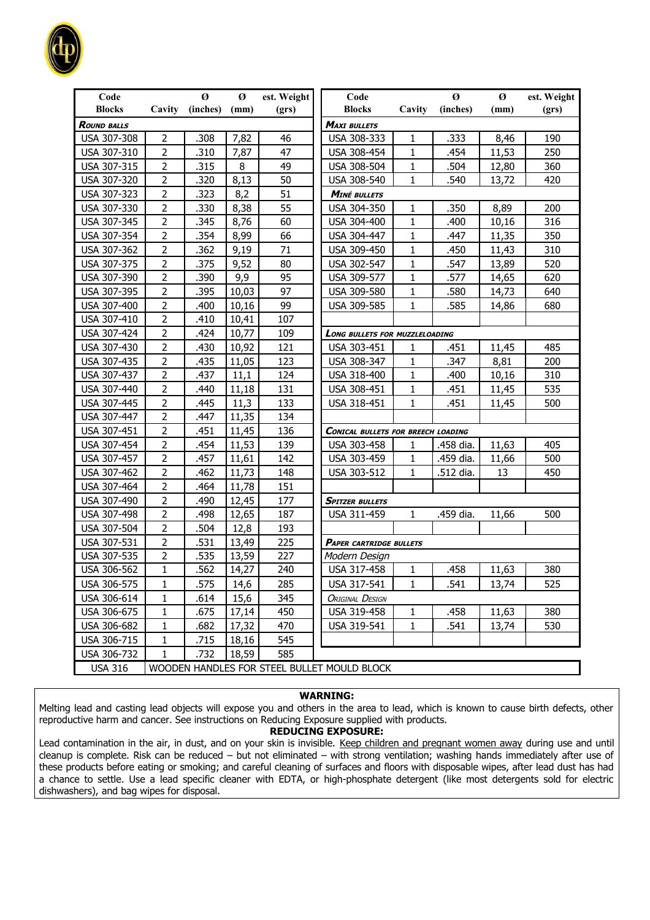| Code Blocks | Cavity | Ø (inches) | Ø (mm) | est. Weight (grs) |
|---|---|---|---|---|
| ***Round balls*** | | | | |
| USA 307-308 | 2 | .308 | 7,82 | 46 |
| USA 307-310 | 2 | .310 | 7,87 | 47 |
| USA 307-315 | 2 | .315 | 8 | 49 |
| USA 307-320 | 2 | .320 | 8,13 | 50 |
| USA 307-323 | 2 | .323 | 8,2 | 51 |
| USA 307-330 | 2 | .330 | 8,38 | 55 |
| USA 307-345 | 2 | .345 | 8,76 | 60 |
| USA 307-354 | 2 | .354 | 8,99 | 66 |
| USA 307-362 | 2 | .362 | 9,19 | 71 |
| USA 307-375 | 2 | .375 | 9,52 | 80 |
| USA 307-390 | 2 | .390 | 9,9 | 95 |
| USA 307-395 | 2 | .395 | 10,03 | 97 |
| USA 307-400 | 2 | .400 | 10,16 | 99 |
| USA 307-410 | 2 | .410 | 10,41 | 107 |
| USA 307-424 | 2 | .424 | 10,77 | 109 |
| USA 307-430 | 2 | .430 | 10,92 | 121 |
| USA 307-435 | 2 | .435 | 11,05 | 123 |
| USA 307-437 | 2 | .437 | 11,1 | 124 |
| USA 307-440 | 2 | .440 | 11,18 | 131 |
| USA 307-445 | 2 | .445 | 11,3 | 133 |
| USA 307-447 | 2 | .447 | 11,35 | 134 |
| USA 307-451 | 2 | .451 | 11,45 | 136 |
| USA 307-454 | 2 | .454 | 11,53 | 139 |
| USA 307-457 | 2 | .457 | 11,61 | 142 |
| USA 307-462 | 2 | .462 | 11,73 | 148 |
| USA 307-464 | 2 | .464 | 11,78 | 151 |
| USA 307-490 | 2 | .490 | 12,45 | 177 |
| USA 307-498 | 2 | .498 | 12,65 | 187 |
| USA 307-504 | 2 | .504 | 12,8 | 193 |
| USA 307-531 | 2 | .531 | 13,49 | 225 |
| USA 307-535 | 2 | .535 | 13,59 | 227 |
| USA 306-562 | 1 | .562 | 14,27 | 240 |
| USA 306-575 | 1 | .575 | 14,6 | 285 |
| USA 306-614 | 1 | .614 | 15,6 | 345 |
| USA 306-675 | 1 | .675 | 17,14 | 450 |
| USA 306-682 | 1 | .682 | 17,32 | 470 |
| USA 306-715 | 1 | .715 | 18,16 | 545 |
| USA 306-732 | 1 | .732 | 18,59 | 585 |

| Code Blocks | Cavity | Ø (inches) | Ø (mm) | est. Weight (grs) |
|---|---|---|---|---|
| ***Maxi bullets*** | | | | |
| USA 308-333 | 1 | .333 | 8,46 | 190 |
| USA 308-454 | 1 | .454 | 11,53 | 250 |
| USA 308-504 | 1 | .504 | 12,80 | 360 |
| USA 308-540 | 1 | .540 | 13,72 | 420 |
| ***Miné bullets*** | | | | |
| USA 304-350 | 1 | .350 | 8,89 | 200 |
| USA 304-400 | 1 | .400 | 10,16 | 316 |
| USA 304-447 | 1 | .447 | 11,35 | 350 |
| USA 309-450 | 1 | .450 | 11,43 | 310 |
| USA 302-547 | 1 | .547 | 13,89 | 520 |
| USA 309-577 | 1 | .577 | 14,65 | 620 |
| USA 309-580 | 1 | .580 | 14,73 | 640 |
| USA 309-585 | 1 | .585 | 14,86 | 680 |
| ***Long bullets for muzzleloading*** | | | | |
| USA 303-451 | 1 | .451 | 11,45 | 485 |
| USA 308-347 | 1 | .347 | 8,81 | 200 |
| USA 318-400 | 1 | .400 | 10,16 | 310 |
| USA 308-451 | 1 | .451 | 11,45 | 535 |
| USA 318-451 | 1 | .451 | 11,45 | 500 |
| ***Conical bullets for breech loading*** | | | | |
| USA 303-458 | 1 | .458 dia. | 11,63 | 405 |
| USA 303-459 | 1 | .459 dia. | 11,66 | 500 |
| USA 303-512 | 1 | .512 dia. | 13 | 450 |
| ***Spitzer bullets*** | | | | |
| USA 311-459 | 1 | .459 dia. | 11,66 | 500 |
| ***Paper cartridge bullets*** | | | | |
| *Modern Design* | | | | |
| USA 317-458 | 1 | .458 | 11,63 | 380 |
| USA 317-541 | 1 | .541 | 13,74 | 525 |
| *Original Design* | | | | |
| USA 319-458 | 1 | .458 | 11,63 | 380 |
| USA 319-541 | 1 | .541 | 13,74 | 530 |

| | |
|---|---|
| USA 316 | WOODEN HANDLES FOR STEEL BULLET MOULD BLOCK |

**WARNING:**

Melting lead and casting lead objects will expose you and others in the area to lead, which is known to cause birth defects, other reproductive harm and cancer. See instructions on Reducing Exposure supplied with products.

**REDUCING EXPOSURE:**

Lead contamination in the air, in dust, and on your skin is invisible. Keep children and pregnant women away during use and until cleanup is complete. Risk can be reduced – but not eliminated – with strong ventilation; washing hands immediately after use of these products before eating or smoking; and careful cleaning of surfaces and floors with disposable wipes, after lead dust has had a chance to settle. Use a lead specific cleaner with EDTA, or high-phosphate detergent (like most detergents sold for electric dishwashers), and bag wipes for disposal.